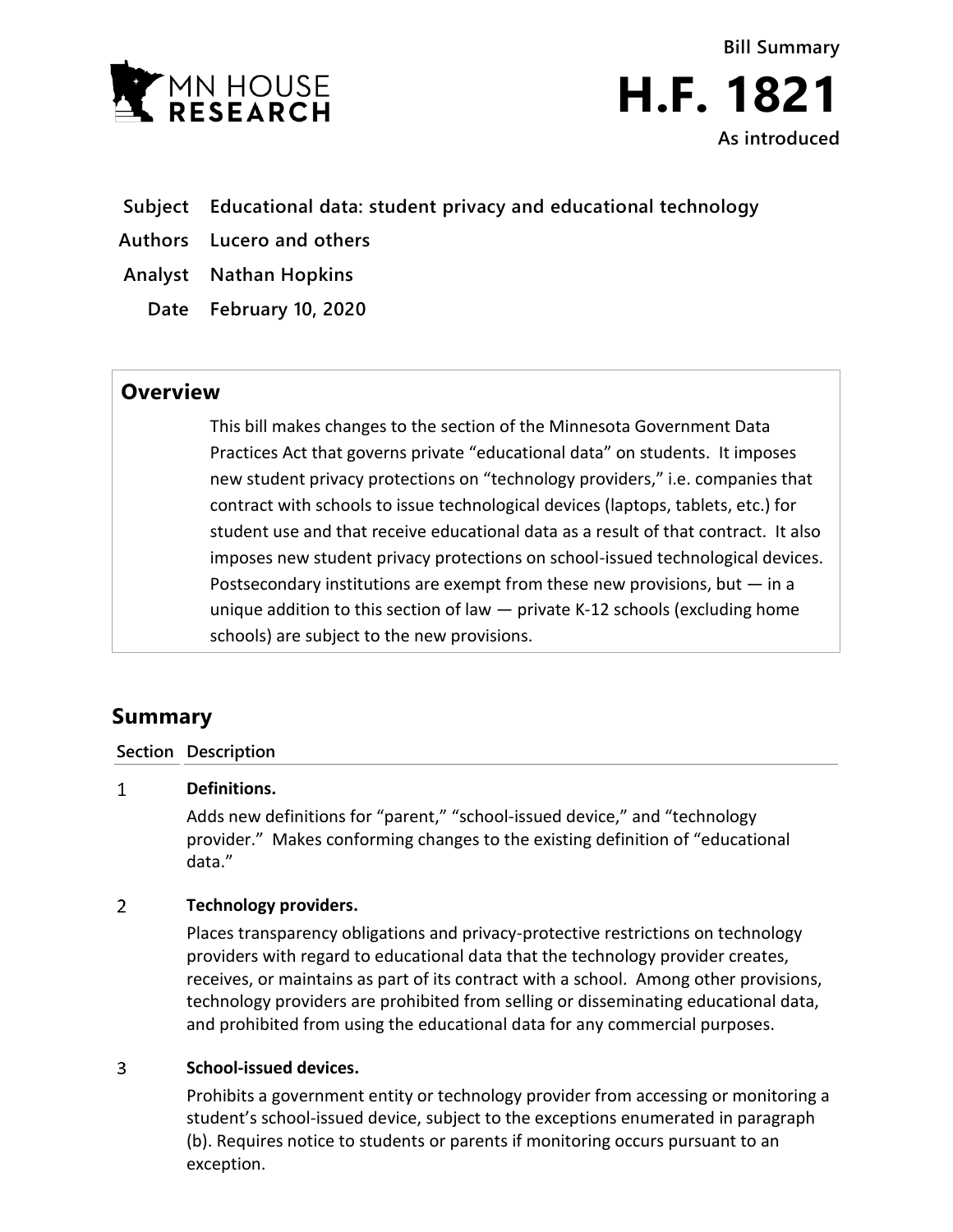MN HOUSE RESEARCH

Bill Summary

# H.F. 1821

As introduced

**Subject** Educational data: student privacy and educational technology

**Authors** Lucero and others

**Analyst** Nathan Hopkins

**Date** February 10, 2020

## Overview

This bill makes changes to the section of the Minnesota Government Data Practices Act that governs private "educational data" on students. It imposes new student privacy protections on "technology providers," i.e. companies that contract with schools to issue technological devices (laptops, tablets, etc.) for student use and that receive educational data as a result of that contract. It also imposes new student privacy protections on school-issued technological devices. Postsecondary institutions are exempt from these new provisions, but — in a unique addition to this section of law — private K-12 schools (excluding home schools) are subject to the new provisions.

## Summary

| Section | Description |
|---|---|
| 1 | **Definitions.**<br>Adds new definitions for "parent," "school-issued device," and "technology provider." Makes conforming changes to the existing definition of "educational data." |
| 2 | **Technology providers.**<br>Places transparency obligations and privacy-protective restrictions on technology providers with regard to educational data that the technology provider creates, receives, or maintains as part of its contract with a school. Among other provisions, technology providers are prohibited from selling or disseminating educational data, and prohibited from using the educational data for any commercial purposes. |
| 3 | **School-issued devices.**<br>Prohibits a government entity or technology provider from accessing or monitoring a student's school-issued device, subject to the exceptions enumerated in paragraph (b). Requires notice to students or parents if monitoring occurs pursuant to an exception. |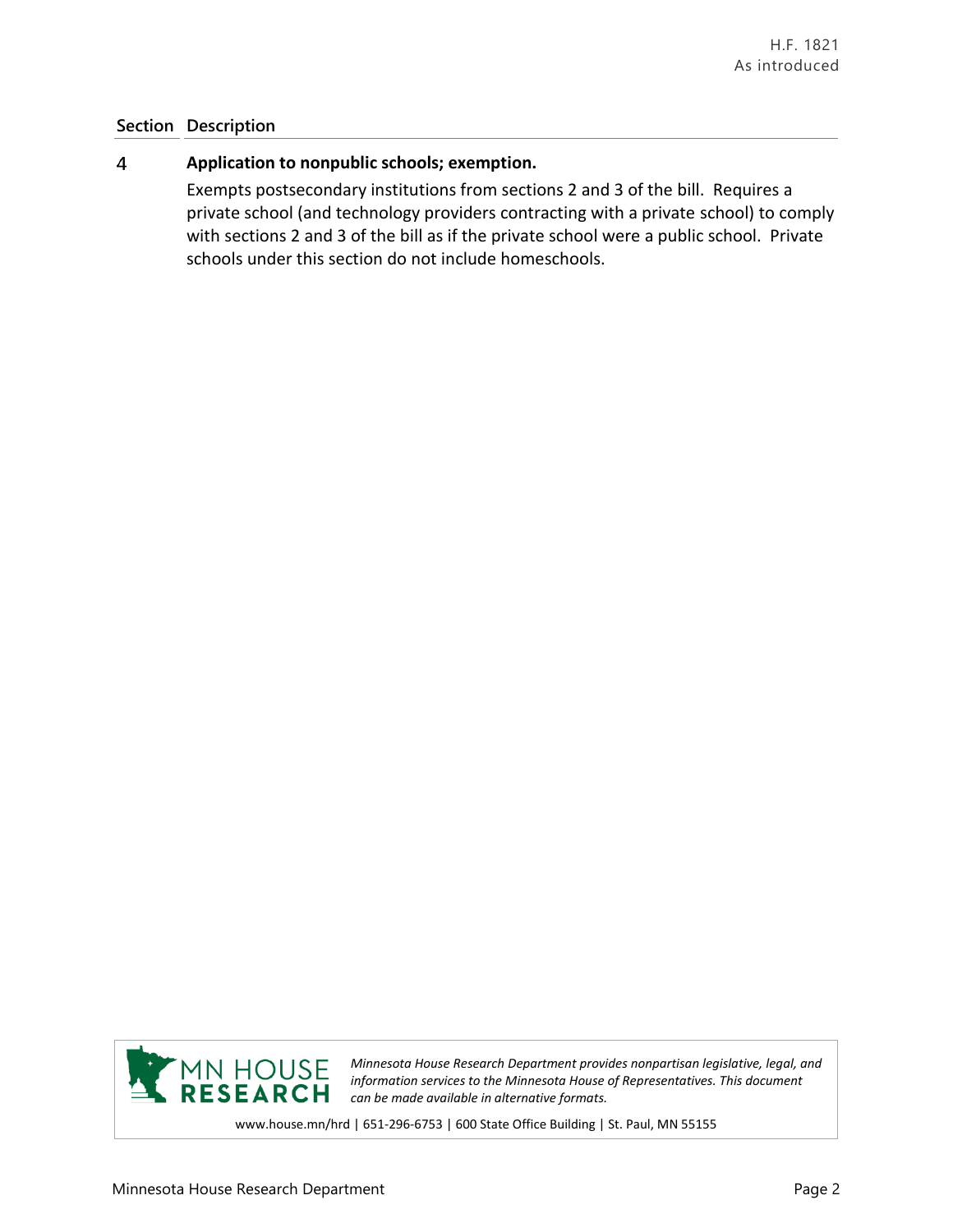| Section | Description |
|---|---|
| 4 | **Application to nonpublic schools; exemption.** Exempts postsecondary institutions from sections 2 and 3 of the bill. Requires a private school (and technology providers contracting with a private school) to comply with sections 2 and 3 of the bill as if the private school were a public school. Private schools under this section do not include homeschools. |

MN HOUSE RESEARCH

*Minnesota House Research Department provides nonpartisan legislative, legal, and information services to the Minnesota House of Representatives. This document can be made available in alternative formats.*

www.house.mn/hrd | 651-296-6753 | 600 State Office Building | St. Paul, MN 55155